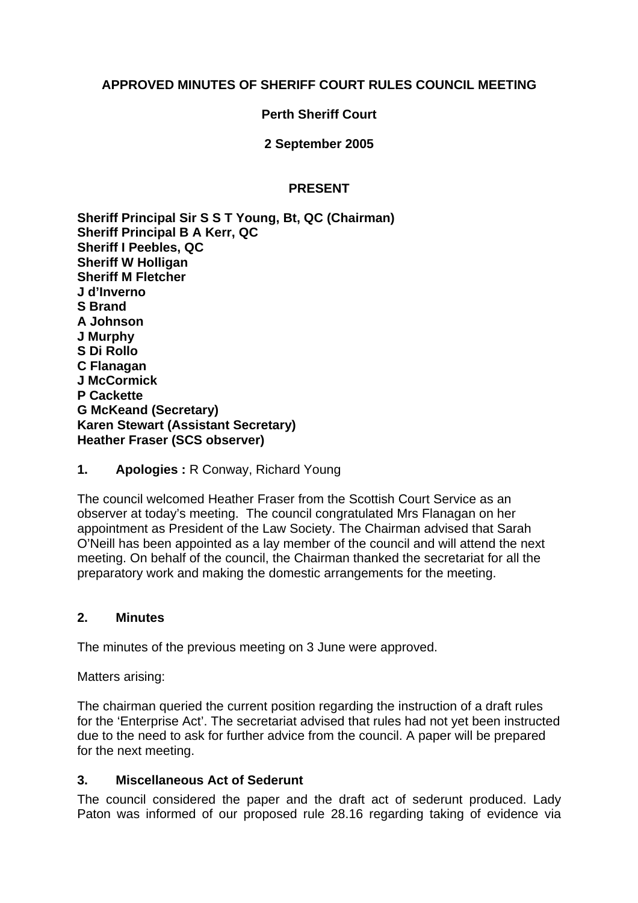**APPROVED MINUTES OF SHERIFF COURT RULES COUNCIL MEETING**

**Perth Sheriff Court**

**2 September 2005**

**PRESENT**

**Sheriff Principal Sir S S T Young, Bt, QC (Chairman)**
**Sheriff Principal B A Kerr, QC**
**Sheriff I Peebles, QC**
**Sheriff W Holligan**
**Sheriff M Fletcher**
**J d'Inverno**
**S Brand**
**A Johnson**
**J Murphy**
**S Di Rollo**
**C Flanagan**
**J McCormick**
**P Cackette**
**G McKeand (Secretary)**
**Karen Stewart (Assistant Secretary)**
**Heather Fraser (SCS observer)**

**1. Apologies :** R Conway, Richard Young

The council welcomed Heather Fraser from the Scottish Court Service as an observer at today's meeting. The council congratulated Mrs Flanagan on her appointment as President of the Law Society. The Chairman advised that Sarah O'Neill has been appointed as a lay member of the council and will attend the next meeting. On behalf of the council, the Chairman thanked the secretariat for all the preparatory work and making the domestic arrangements for the meeting.

**2. Minutes**

The minutes of the previous meeting on 3 June were approved.

Matters arising:

The chairman queried the current position regarding the instruction of a draft rules for the 'Enterprise Act'. The secretariat advised that rules had not yet been instructed due to the need to ask for further advice from the council. A paper will be prepared for the next meeting.

**3. Miscellaneous Act of Sederunt**

The council considered the paper and the draft act of sederunt produced. Lady Paton was informed of our proposed rule 28.16 regarding taking of evidence via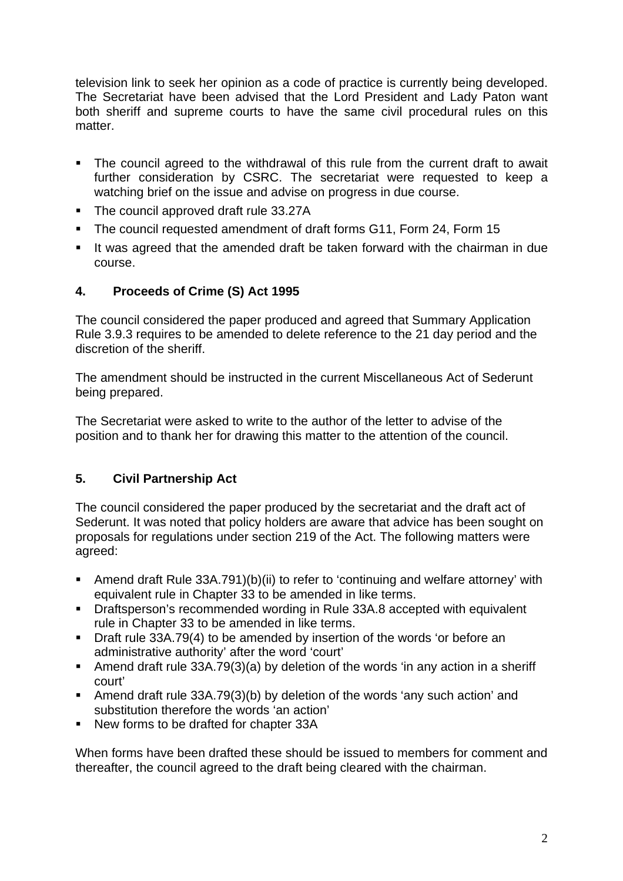television link to seek her opinion as a code of practice is currently being developed. The Secretariat have been advised that the Lord President and Lady Paton want both sheriff and supreme courts to have the same civil procedural rules on this matter.

- The council agreed to the withdrawal of this rule from the current draft to await further consideration by CSRC. The secretariat were requested to keep a watching brief on the issue and advise on progress in due course.
- The council approved draft rule 33.27A
- The council requested amendment of draft forms G11, Form 24, Form 15
- It was agreed that the amended draft be taken forward with the chairman in due course.

## 4. Proceeds of Crime (S) Act 1995

The council considered the paper produced and agreed that Summary Application Rule 3.9.3 requires to be amended to delete reference to the 21 day period and the discretion of the sheriff.

The amendment should be instructed in the current Miscellaneous Act of Sederunt being prepared.

The Secretariat were asked to write to the author of the letter to advise of the position and to thank her for drawing this matter to the attention of the council.

## 5. Civil Partnership Act

The council considered the paper produced by the secretariat and the draft act of Sederunt. It was noted that policy holders are aware that advice has been sought on proposals for regulations under section 219 of the Act. The following matters were agreed:

- Amend draft Rule 33A.791)(b)(ii) to refer to 'continuing and welfare attorney' with equivalent rule in Chapter 33 to be amended in like terms.
- Draftsperson's recommended wording in Rule 33A.8 accepted with equivalent rule in Chapter 33 to be amended in like terms.
- Draft rule 33A.79(4) to be amended by insertion of the words 'or before an administrative authority' after the word 'court'
- Amend draft rule 33A.79(3)(a) by deletion of the words 'in any action in a sheriff court'
- Amend draft rule 33A.79(3)(b) by deletion of the words 'any such action' and substitution therefore the words 'an action'
- New forms to be drafted for chapter 33A

When forms have been drafted these should be issued to members for comment and thereafter, the council agreed to the draft being cleared with the chairman.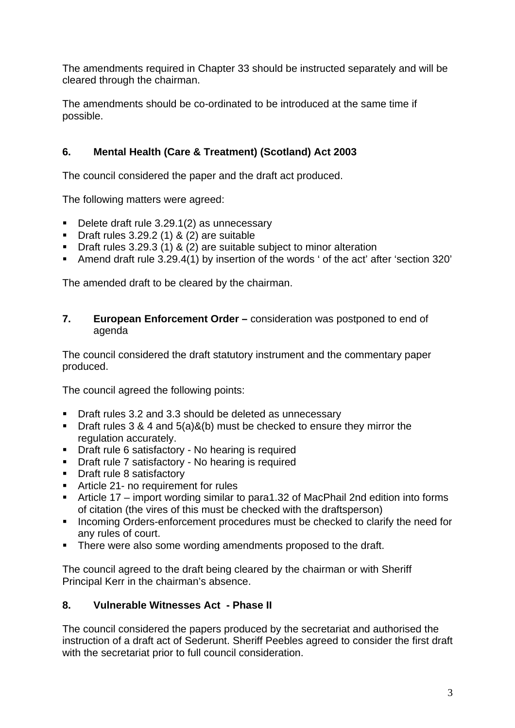The amendments required in Chapter 33 should be instructed separately and will be cleared through the chairman.

The amendments should be co-ordinated to be introduced at the same time if possible.

**6. Mental Health (Care & Treatment) (Scotland) Act 2003**

The council considered the paper and the draft act produced.

The following matters were agreed:

- Delete draft rule 3.29.1(2) as unnecessary
- Draft rules 3.29.2 (1) & (2) are suitable
- Draft rules 3.29.3 (1) & (2) are suitable subject to minor alteration
- Amend draft rule 3.29.4(1) by insertion of the words ' of the act' after 'section 320'

The amended draft to be cleared by the chairman.

**7. European Enforcement Order –** consideration was postponed to end of agenda

The council considered the draft statutory instrument and the commentary paper produced.

The council agreed the following points:

- Draft rules 3.2 and 3.3 should be deleted as unnecessary
- Draft rules 3 & 4 and 5(a)&(b) must be checked to ensure they mirror the regulation accurately.
- Draft rule 6 satisfactory - No hearing is required
- Draft rule 7 satisfactory - No hearing is required
- Draft rule 8 satisfactory
- Article 21- no requirement for rules
- Article 17 – import wording similar to para1.32 of MacPhail 2nd edition into forms of citation (the vires of this must be checked with the draftsperson)
- Incoming Orders-enforcement procedures must be checked to clarify the need for any rules of court.
- There were also some wording amendments proposed to the draft.

The council agreed to the draft being cleared by the chairman or with Sheriff Principal Kerr in the chairman's absence.

**8. Vulnerable Witnesses Act - Phase II**

The council considered the papers produced by the secretariat and authorised the instruction of a draft act of Sederunt. Sheriff Peebles agreed to consider the first draft with the secretariat prior to full council consideration.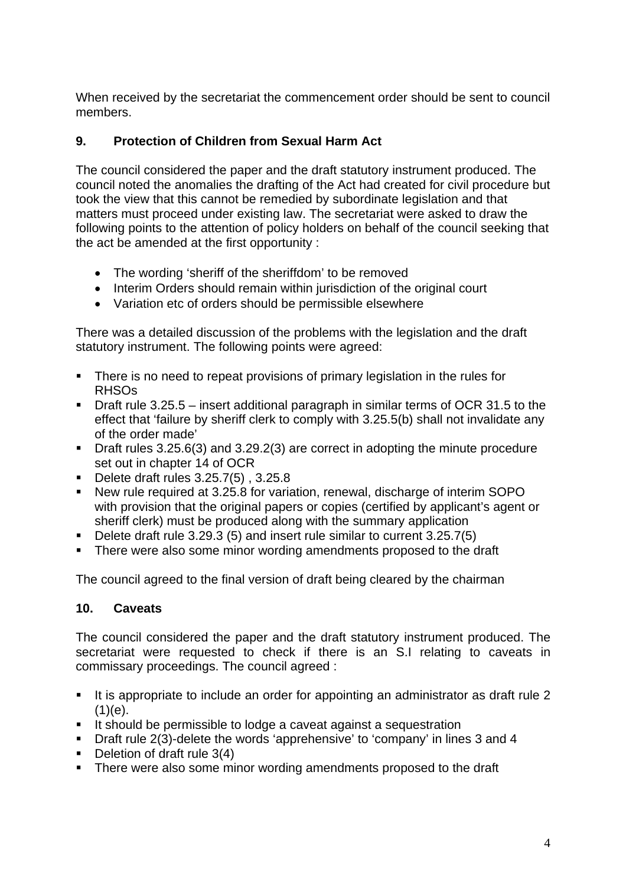When received by the secretariat the commencement order should be sent to council members.

## 9. Protection of Children from Sexual Harm Act

The council considered the paper and the draft statutory instrument produced. The council noted the anomalies the drafting of the Act had created for civil procedure but took the view that this cannot be remedied by subordinate legislation and that matters must proceed under existing law. The secretariat were asked to draw the following points to the attention of policy holders on behalf of the council seeking that the act be amended at the first opportunity :

- The wording 'sheriff of the sheriffdom' to be removed
- Interim Orders should remain within jurisdiction of the original court
- Variation etc of orders should be permissible elsewhere

There was a detailed discussion of the problems with the legislation and the draft statutory instrument. The following points were agreed:

- There is no need to repeat provisions of primary legislation in the rules for RHSOs
- Draft rule 3.25.5 – insert additional paragraph in similar terms of OCR 31.5 to the effect that 'failure by sheriff clerk to comply with 3.25.5(b) shall not invalidate any of the order made'
- Draft rules 3.25.6(3) and 3.29.2(3) are correct in adopting the minute procedure set out in chapter 14 of OCR
- Delete draft rules 3.25.7(5) , 3.25.8
- New rule required at 3.25.8 for variation, renewal, discharge of interim SOPO with provision that the original papers or copies (certified by applicant's agent or sheriff clerk) must be produced along with the summary application
- Delete draft rule 3.29.3 (5) and insert rule similar to current 3.25.7(5)
- There were also some minor wording amendments proposed to the draft

The council agreed to the final version of draft being cleared by the chairman

## 10. Caveats

The council considered the paper and the draft statutory instrument produced. The secretariat were requested to check if there is an S.I relating to caveats in commissary proceedings. The council agreed :

- It is appropriate to include an order for appointing an administrator as draft rule 2 (1)(e).
- It should be permissible to lodge a caveat against a sequestration
- Draft rule 2(3)-delete the words 'apprehensive' to 'company' in lines 3 and 4
- Deletion of draft rule 3(4)
- There were also some minor wording amendments proposed to the draft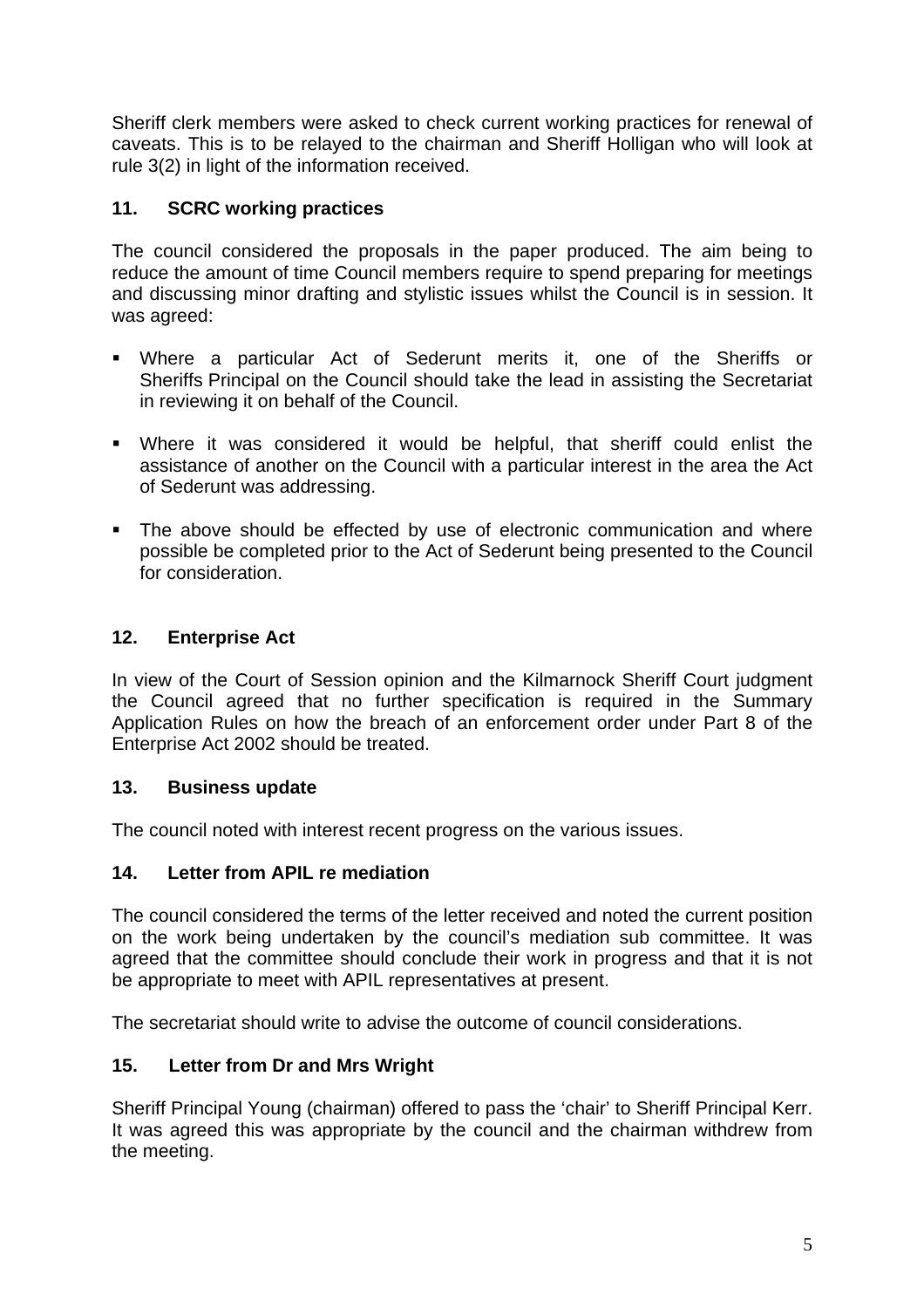Sheriff clerk members were asked to check current working practices for renewal of caveats. This is to be relayed to the chairman and Sheriff Holligan who will look at rule 3(2) in light of the information received.

### 11. SCRC working practices

The council considered the proposals in the paper produced. The aim being to reduce the amount of time Council members require to spend preparing for meetings and discussing minor drafting and stylistic issues whilst the Council is in session. It was agreed:

- Where a particular Act of Sederunt merits it, one of the Sheriffs or Sheriffs Principal on the Council should take the lead in assisting the Secretariat in reviewing it on behalf of the Council.
- Where it was considered it would be helpful, that sheriff could enlist the assistance of another on the Council with a particular interest in the area the Act of Sederunt was addressing.
- The above should be effected by use of electronic communication and where possible be completed prior to the Act of Sederunt being presented to the Council for consideration.

### 12. Enterprise Act

In view of the Court of Session opinion and the Kilmarnock Sheriff Court judgment the Council agreed that no further specification is required in the Summary Application Rules on how the breach of an enforcement order under Part 8 of the Enterprise Act 2002 should be treated.

### 13. Business update

The council noted with interest recent progress on the various issues.

### 14. Letter from APIL re mediation

The council considered the terms of the letter received and noted the current position on the work being undertaken by the council's mediation sub committee. It was agreed that the committee should conclude their work in progress and that it is not be appropriate to meet with APIL representatives at present.

The secretariat should write to advise the outcome of council considerations.

### 15. Letter from Dr and Mrs Wright

Sheriff Principal Young (chairman) offered to pass the 'chair' to Sheriff Principal Kerr. It was agreed this was appropriate by the council and the chairman withdrew from the meeting.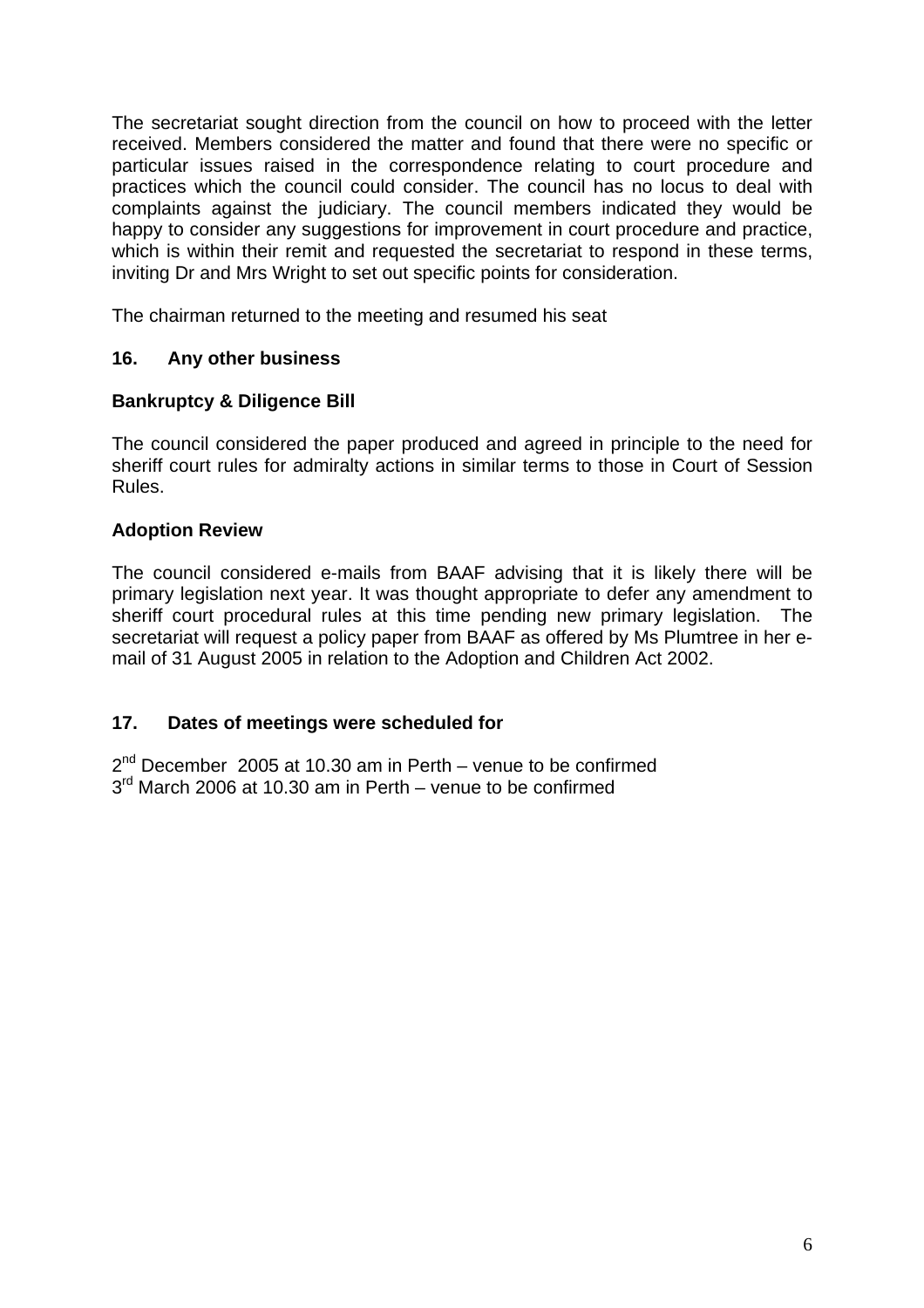The secretariat sought direction from the council on how to proceed with the letter received. Members considered the matter and found that there were no specific or particular issues raised in the correspondence relating to court procedure and practices which the council could consider. The council has no locus to deal with complaints against the judiciary. The council members indicated they would be happy to consider any suggestions for improvement in court procedure and practice, which is within their remit and requested the secretariat to respond in these terms, inviting Dr and Mrs Wright to set out specific points for consideration.

The chairman returned to the meeting and resumed his seat

## 16. Any other business

### Bankruptcy & Diligence Bill

The council considered the paper produced and agreed in principle to the need for sheriff court rules for admiralty actions in similar terms to those in Court of Session Rules.

### Adoption Review

The council considered e-mails from BAAF advising that it is likely there will be primary legislation next year. It was thought appropriate to defer any amendment to sheriff court procedural rules at this time pending new primary legislation. The secretariat will request a policy paper from BAAF as offered by Ms Plumtree in her e-mail of 31 August 2005 in relation to the Adoption and Children Act 2002.

## 17. Dates of meetings were scheduled for

2nd December 2005 at 10.30 am in Perth – venue to be confirmed
3rd March 2006 at 10.30 am in Perth – venue to be confirmed